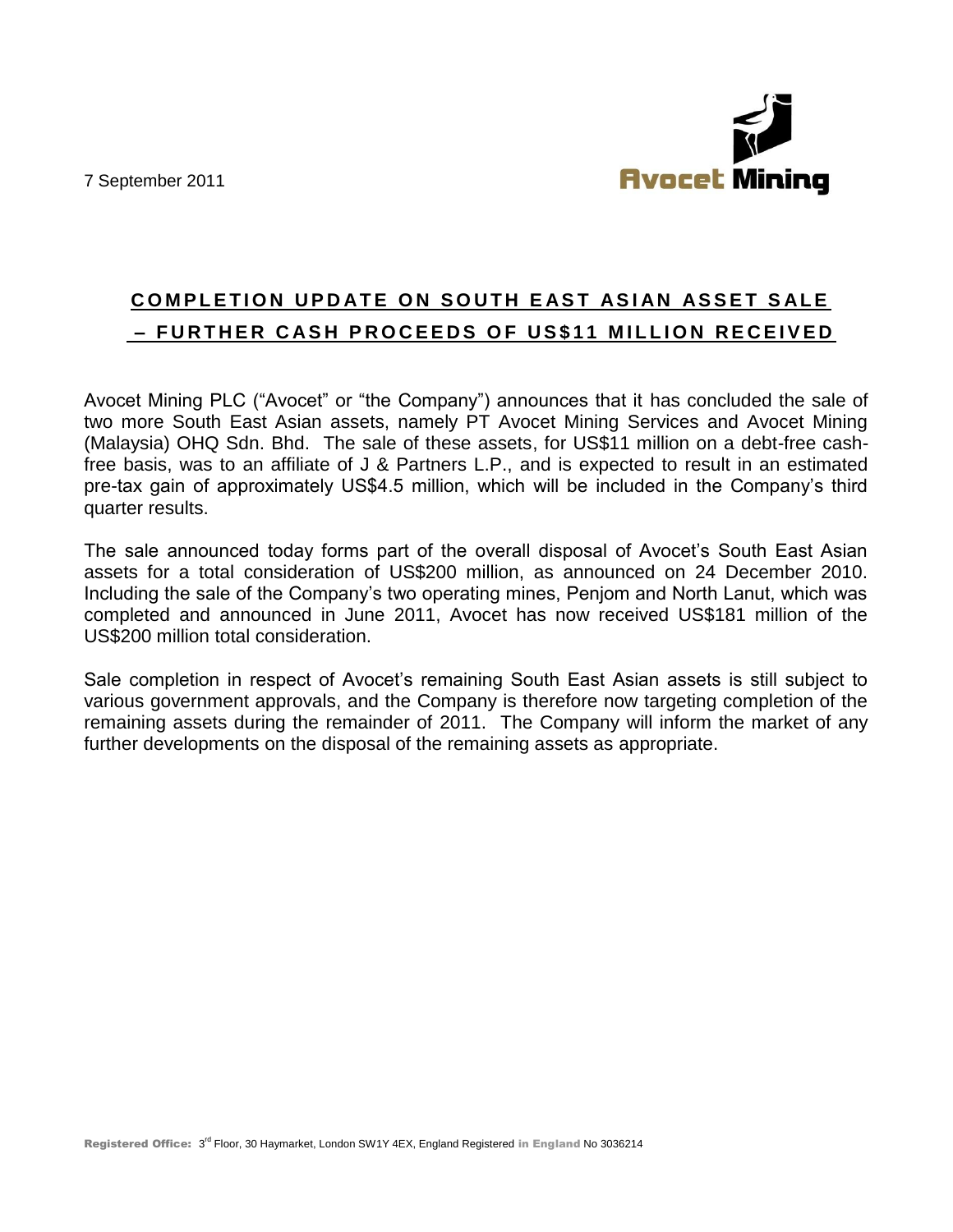7 September 2011

Avocet Mining

## COMPLETION UPDATE ON SOUTH EAST ASIAN ASSET SALE – FURTHER CASH PROCEEDS OF US$11 MILLION RECEIVED

Avocet Mining PLC ("Avocet" or "the Company") announces that it has concluded the sale of two more South East Asian assets, namely PT Avocet Mining Services and Avocet Mining (Malaysia) OHQ Sdn. Bhd. The sale of these assets, for US$11 million on a debt-free cash-free basis, was to an affiliate of J & Partners L.P., and is expected to result in an estimated pre-tax gain of approximately US$4.5 million, which will be included in the Company's third quarter results.

The sale announced today forms part of the overall disposal of Avocet's South East Asian assets for a total consideration of US$200 million, as announced on 24 December 2010. Including the sale of the Company's two operating mines, Penjom and North Lanut, which was completed and announced in June 2011, Avocet has now received US$181 million of the US$200 million total consideration.

Sale completion in respect of Avocet's remaining South East Asian assets is still subject to various government approvals, and the Company is therefore now targeting completion of the remaining assets during the remainder of 2011. The Company will inform the market of any further developments on the disposal of the remaining assets as appropriate.

Registered Office: 3rd Floor, 30 Haymarket, London SW1Y 4EX, England Registered in England No 3036214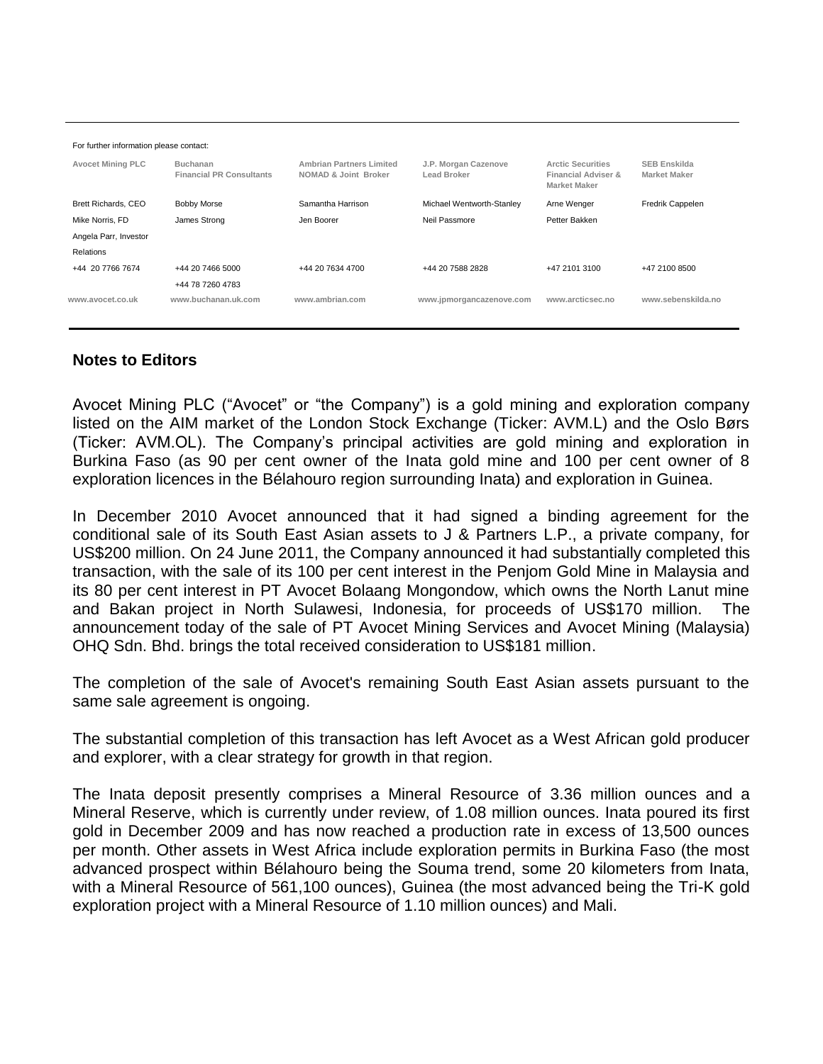For further information please contact:

| Avocet Mining PLC | Buchanan Financial PR Consultants | Ambrian Partners Limited NOMAD & Joint Broker | J.P. Morgan Cazenove Lead Broker | Arctic Securities Financial Adviser & Market Maker | SEB Enskilda Market Maker |
|---|---|---|---|---|---|
| Brett Richards, CEO | Bobby Morse | Samantha Harrison | Michael Wentworth-Stanley | Arne Wenger | Fredrik Cappelen |
| Mike Norris, FD | James Strong | Jen Boorer | Neil Passmore | Petter Bakken | |
| Angela Parr, Investor Relations | | | | | |
| +44 20 7766 7674 | +44 20 7466 5000<br>+44 78 7260 4783 | +44 20 7634 4700 | +44 20 7588 2828 | +47 2101 3100 | +47 2100 8500 |
| www.avocet.co.uk | www.buchanan.uk.com | www.ambrian.com | www.jpmorgancazenove.com | www.arcticsec.no | www.sebenskilda.no |

## Notes to Editors

Avocet Mining PLC ("Avocet" or "the Company") is a gold mining and exploration company listed on the AIM market of the London Stock Exchange (Ticker: AVM.L) and the Oslo Børs (Ticker: AVM.OL). The Company's principal activities are gold mining and exploration in Burkina Faso (as 90 per cent owner of the Inata gold mine and 100 per cent owner of 8 exploration licences in the Bélahouro region surrounding Inata) and exploration in Guinea.

In December 2010 Avocet announced that it had signed a binding agreement for the conditional sale of its South East Asian assets to J & Partners L.P., a private company, for US$200 million. On 24 June 2011, the Company announced it had substantially completed this transaction, with the sale of its 100 per cent interest in the Penjom Gold Mine in Malaysia and its 80 per cent interest in PT Avocet Bolaang Mongondow, which owns the North Lanut mine and Bakan project in North Sulawesi, Indonesia, for proceeds of US$170 million. The announcement today of the sale of PT Avocet Mining Services and Avocet Mining (Malaysia) OHQ Sdn. Bhd. brings the total received consideration to US$181 million.

The completion of the sale of Avocet's remaining South East Asian assets pursuant to the same sale agreement is ongoing.

The substantial completion of this transaction has left Avocet as a West African gold producer and explorer, with a clear strategy for growth in that region.

The Inata deposit presently comprises a Mineral Resource of 3.36 million ounces and a Mineral Reserve, which is currently under review, of 1.08 million ounces. Inata poured its first gold in December 2009 and has now reached a production rate in excess of 13,500 ounces per month. Other assets in West Africa include exploration permits in Burkina Faso (the most advanced prospect within Bélahouro being the Souma trend, some 20 kilometers from Inata, with a Mineral Resource of 561,100 ounces), Guinea (the most advanced being the Tri-K gold exploration project with a Mineral Resource of 1.10 million ounces) and Mali.